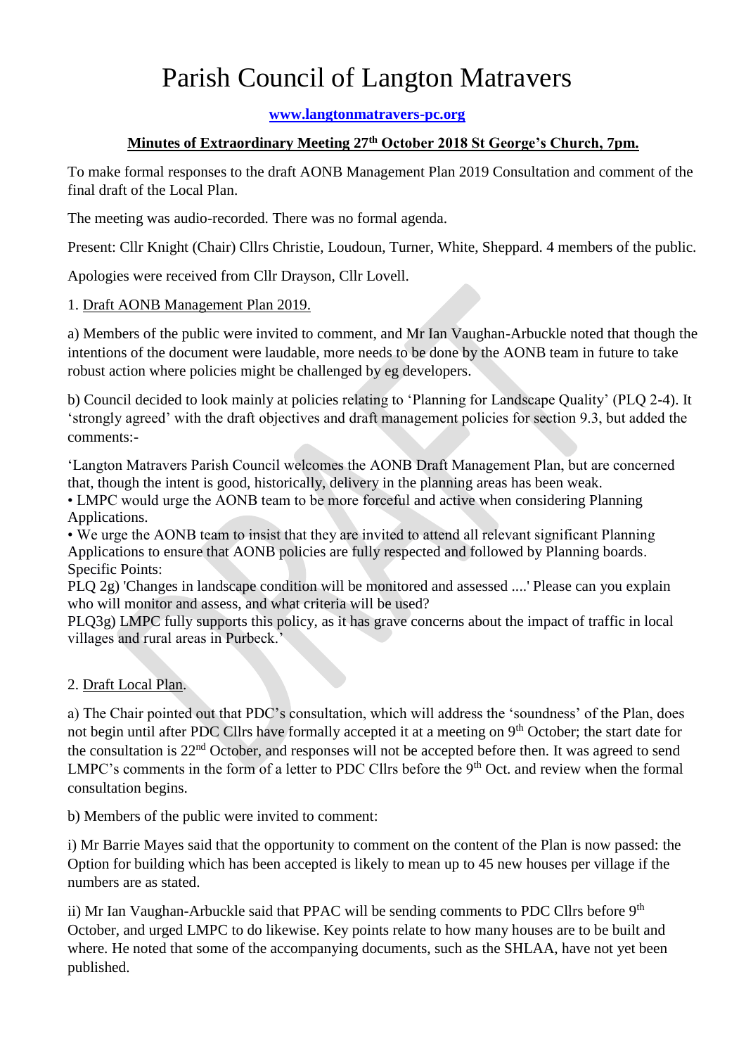# Parish Council of Langton Matravers

**www.langtonmatravers-pc.org**

**Minutes of Extraordinary Meeting 27th October 2018 St George's Church, 7pm.**

To make formal responses to the draft AONB Management Plan 2019 Consultation and comment of the final draft of the Local Plan.

The meeting was audio-recorded. There was no formal agenda.

Present: Cllr Knight (Chair) Cllrs Christie, Loudoun, Turner, White, Sheppard. 4 members of the public.

Apologies were received from Cllr Drayson, Cllr Lovell.

1. Draft AONB Management Plan 2019.

a) Members of the public were invited to comment, and Mr Ian Vaughan-Arbuckle noted that though the intentions of the document were laudable, more needs to be done by the AONB team in future to take robust action where policies might be challenged by eg developers.

b) Council decided to look mainly at policies relating to 'Planning for Landscape Quality' (PLQ 2-4). It 'strongly agreed' with the draft objectives and draft management policies for section 9.3, but added the comments:-

'Langton Matravers Parish Council welcomes the AONB Draft Management Plan, but are concerned that, though the intent is good, historically, delivery in the planning areas has been weak.
• LMPC would urge the AONB team to be more forceful and active when considering Planning Applications.
• We urge the AONB team to insist that they are invited to attend all relevant significant Planning Applications to ensure that AONB policies are fully respected and followed by Planning boards.
Specific Points:
PLQ 2g) 'Changes in landscape condition will be monitored and assessed ....' Please can you explain who will monitor and assess, and what criteria will be used?
PLQ3g) LMPC fully supports this policy, as it has grave concerns about the impact of traffic in local villages and rural areas in Purbeck.'

2. Draft Local Plan.

a) The Chair pointed out that PDC's consultation, which will address the 'soundness' of the Plan, does not begin until after PDC Cllrs have formally accepted it at a meeting on 9th October; the start date for the consultation is 22nd October, and responses will not be accepted before then. It was agreed to send LMPC's comments in the form of a letter to PDC Cllrs before the 9th Oct. and review when the formal consultation begins.

b) Members of the public were invited to comment:

i) Mr Barrie Mayes said that the opportunity to comment on the content of the Plan is now passed: the Option for building which has been accepted is likely to mean up to 45 new houses per village if the numbers are as stated.

ii) Mr Ian Vaughan-Arbuckle said that PPAC will be sending comments to PDC Cllrs before 9th October, and urged LMPC to do likewise. Key points relate to how many houses are to be built and where. He noted that some of the accompanying documents, such as the SHLAA, have not yet been published.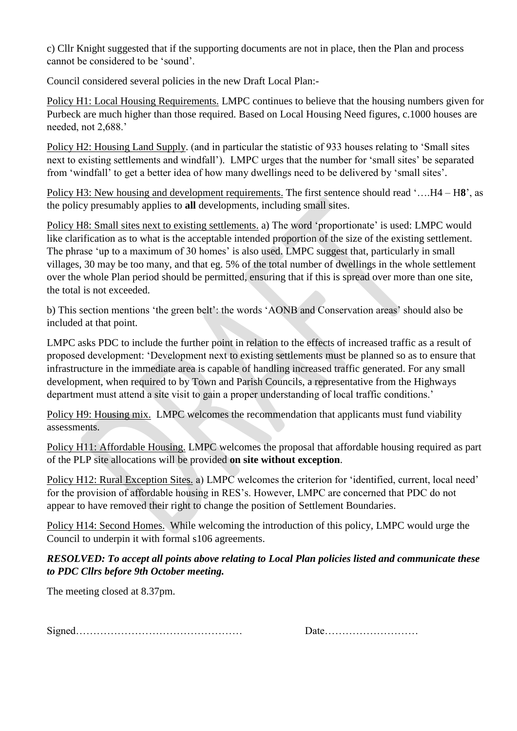c) Cllr Knight suggested that if the supporting documents are not in place, then the Plan and process cannot be considered to be 'sound'.

Council considered several policies in the new Draft Local Plan:-

Policy H1: Local Housing Requirements. LMPC continues to believe that the housing numbers given for Purbeck are much higher than those required. Based on Local Housing Need figures, c.1000 houses are needed, not 2,688.'

Policy H2: Housing Land Supply. (and in particular the statistic of 933 houses relating to 'Small sites next to existing settlements and windfall'). LMPC urges that the number for 'small sites' be separated from 'windfall' to get a better idea of how many dwellings need to be delivered by 'small sites'.

Policy H3: New housing and development requirements. The first sentence should read '….H4 – H**8**', as the policy presumably applies to **all** developments, including small sites.

Policy H8: Small sites next to existing settlements. a) The word 'proportionate' is used: LMPC would like clarification as to what is the acceptable intended proportion of the size of the existing settlement. The phrase 'up to a maximum of 30 homes' is also used. LMPC suggest that, particularly in small villages, 30 may be too many, and that eg. 5% of the total number of dwellings in the whole settlement over the whole Plan period should be permitted, ensuring that if this is spread over more than one site, the total is not exceeded.

b) This section mentions 'the green belt': the words 'AONB and Conservation areas' should also be included at that point.

LMPC asks PDC to include the further point in relation to the effects of increased traffic as a result of proposed development: 'Development next to existing settlements must be planned so as to ensure that infrastructure in the immediate area is capable of handling increased traffic generated. For any small development, when required to by Town and Parish Councils, a representative from the Highways department must attend a site visit to gain a proper understanding of local traffic conditions.'

Policy H9: Housing mix. LMPC welcomes the recommendation that applicants must fund viability assessments.

Policy H11: Affordable Housing. LMPC welcomes the proposal that affordable housing required as part of the PLP site allocations will be provided **on site without exception**.

Policy H12: Rural Exception Sites. a) LMPC welcomes the criterion for 'identified, current, local need' for the provision of affordable housing in RES's. However, LMPC are concerned that PDC do not appear to have removed their right to change the position of Settlement Boundaries.

Policy H14: Second Homes. While welcoming the introduction of this policy, LMPC would urge the Council to underpin it with formal s106 agreements.

***RESOLVED: To accept all points above relating to Local Plan policies listed and communicate these to PDC Cllrs before 9th October meeting.***

The meeting closed at 8.37pm.

Signed…………………………………………   Date………………………